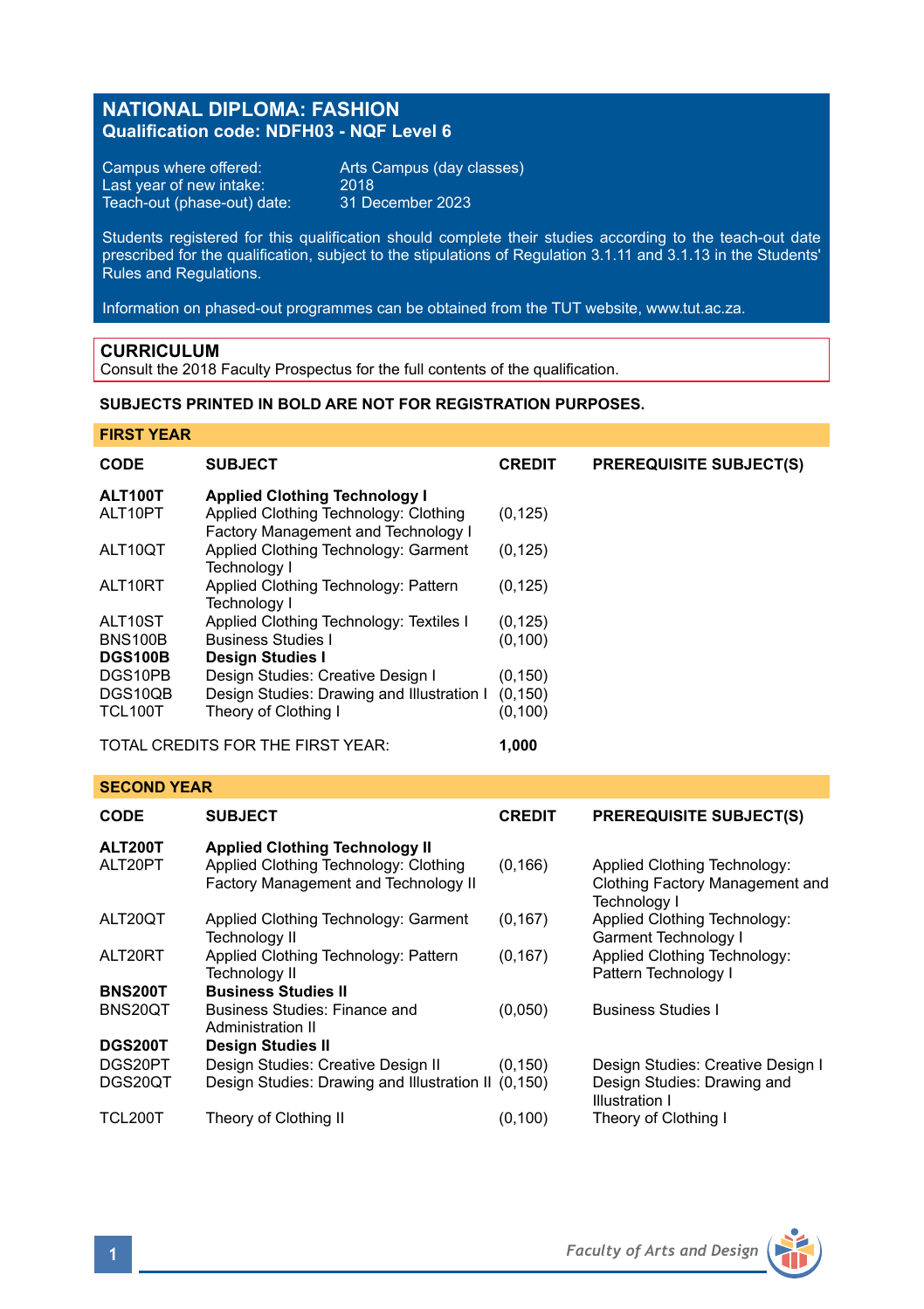# NATIONAL DIPLOMA: FASHION

**Qualification code: NDFH03 - NQF Level 6**

Campus where offered: Arts Campus (day classes)
Last year of new intake: 2018
Teach-out (phase-out) date: 31 December 2023

Students registered for this qualification should complete their studies according to the teach-out date prescribed for the qualification, subject to the stipulations of Regulation 3.1.11 and 3.1.13 in the Students' Rules and Regulations.

Information on phased-out programmes can be obtained from the TUT website, www.tut.ac.za.

## CURRICULUM

Consult the 2018 Faculty Prospectus for the full contents of the qualification.

**SUBJECTS PRINTED IN BOLD ARE NOT FOR REGISTRATION PURPOSES.**

### FIRST YEAR

| CODE | SUBJECT | CREDIT | PREREQUISITE SUBJECT(S) |
|---|---|---|---|
| **ALT100T** | **Applied Clothing Technology I** | | |
| ALT10PT | Applied Clothing Technology: Clothing Factory Management and Technology I | (0,125) | |
| ALT10QT | Applied Clothing Technology: Garment Technology I | (0,125) | |
| ALT10RT | Applied Clothing Technology: Pattern Technology I | (0,125) | |
| ALT10ST | Applied Clothing Technology: Textiles I | (0,125) | |
| BNS100B | Business Studies I | (0,100) | |
| **DGS100B** | **Design Studies I** | | |
| DGS10PB | Design Studies: Creative Design I | (0,150) | |
| DGS10QB | Design Studies: Drawing and Illustration I | (0,150) | |
| TCL100T | Theory of Clothing I | (0,100) | |
| | TOTAL CREDITS FOR THE FIRST YEAR: | **1,000** | |

### SECOND YEAR

| CODE | SUBJECT | CREDIT | PREREQUISITE SUBJECT(S) |
|---|---|---|---|
| **ALT200T** | **Applied Clothing Technology II** | | |
| ALT20PT | Applied Clothing Technology: Clothing Factory Management and Technology II | (0,166) | Applied Clothing Technology: Clothing Factory Management and Technology I |
| ALT20QT | Applied Clothing Technology: Garment Technology II | (0,167) | Applied Clothing Technology: Garment Technology I |
| ALT20RT | Applied Clothing Technology: Pattern Technology II | (0,167) | Applied Clothing Technology: Pattern Technology I |
| **BNS200T** | **Business Studies II** | | |
| BNS20QT | Business Studies: Finance and Administration II | (0,050) | Business Studies I |
| **DGS200T** | **Design Studies II** | | |
| DGS20PT | Design Studies: Creative Design II | (0,150) | Design Studies: Creative Design I |
| DGS20QT | Design Studies: Drawing and Illustration II | (0,150) | Design Studies: Drawing and Illustration I |
| TCL200T | Theory of Clothing II | (0,100) | Theory of Clothing I |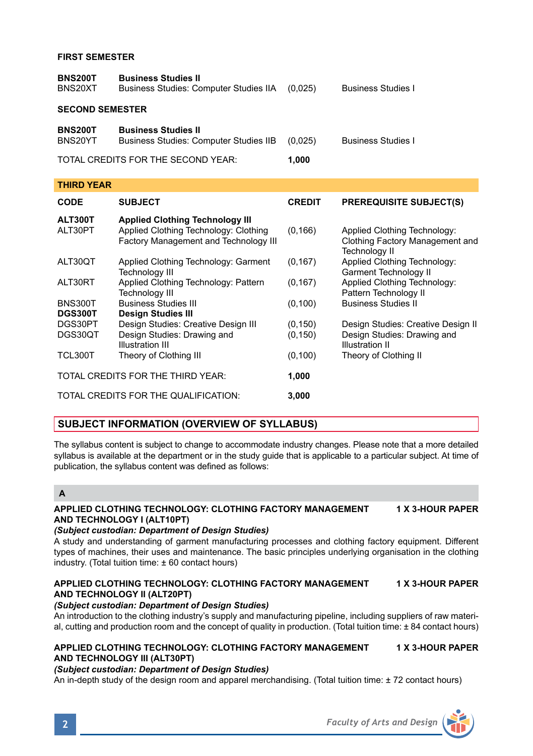**FIRST SEMESTER**

| | | | |
|---|---|---|---|
| **BNS200T** | **Business Studies II** | | |
| BNS20XT | Business Studies: Computer Studies IIA | (0,025) | Business Studies I |

**SECOND SEMESTER**

| | | | |
|---|---|---|---|
| **BNS200T** | **Business Studies II** | | |
| BNS20YT | Business Studies: Computer Studies IIB | (0,025) | Business Studies I |

TOTAL CREDITS FOR THE SECOND YEAR: **1,000**

## THIRD YEAR

| CODE | SUBJECT | CREDIT | PREREQUISITE SUBJECT(S) |
|---|---|---|---|
| **ALT300T** | **Applied Clothing Technology III** | | |
| ALT30PT | Applied Clothing Technology: Clothing Factory Management and Technology III | (0,166) | Applied Clothing Technology: Clothing Factory Management and Technology II |
| ALT30QT | Applied Clothing Technology: Garment Technology III | (0,167) | Applied Clothing Technology: Garment Technology II |
| ALT30RT | Applied Clothing Technology: Pattern Technology III | (0,167) | Applied Clothing Technology: Pattern Technology II |
| BNS300T | Business Studies III | (0,100) | Business Studies II |
| **DGS300T** | **Design Studies III** | | |
| DGS30PT | Design Studies: Creative Design III | (0,150) | Design Studies: Creative Design II |
| DGS30QT | Design Studies: Drawing and Illustration III | (0,150) | Design Studies: Drawing and Illustration II |
| TCL300T | Theory of Clothing III | (0,100) | Theory of Clothing II |

TOTAL CREDITS FOR THE THIRD YEAR: **1,000**

TOTAL CREDITS FOR THE QUALIFICATION: **3,000**

## SUBJECT INFORMATION (OVERVIEW OF SYLLABUS)

The syllabus content is subject to change to accommodate industry changes. Please note that a more detailed syllabus is available at the department or in the study guide that is applicable to a particular subject. At time of publication, the syllabus content was defined as follows:

### A

**APPLIED CLOTHING TECHNOLOGY: CLOTHING FACTORY MANAGEMENT AND TECHNOLOGY I (ALT10PT)** — **1 X 3-HOUR PAPER**

***(Subject custodian: Department of Design Studies)***

A study and understanding of garment manufacturing processes and clothing factory equipment. Different types of machines, their uses and maintenance. The basic principles underlying organisation in the clothing industry. (Total tuition time: ± 60 contact hours)

**APPLIED CLOTHING TECHNOLOGY: CLOTHING FACTORY MANAGEMENT AND TECHNOLOGY II (ALT20PT)** — **1 X 3-HOUR PAPER**

***(Subject custodian: Department of Design Studies)***

An introduction to the clothing industry's supply and manufacturing pipeline, including suppliers of raw material, cutting and production room and the concept of quality in production. (Total tuition time: ± 84 contact hours)

**APPLIED CLOTHING TECHNOLOGY: CLOTHING FACTORY MANAGEMENT AND TECHNOLOGY III (ALT30PT)** — **1 X 3-HOUR PAPER**

***(Subject custodian: Department of Design Studies)***

An in-depth study of the design room and apparel merchandising. (Total tuition time: ± 72 contact hours)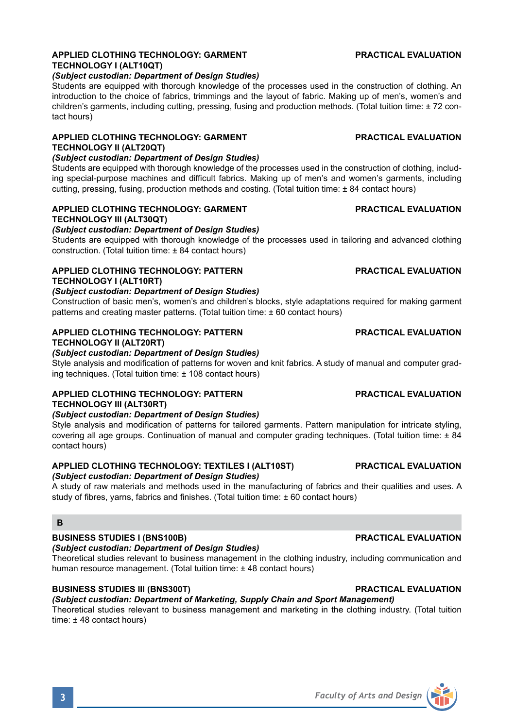**APPLIED CLOTHING TECHNOLOGY: GARMENT TECHNOLOGY I (ALT10QT)** **PRACTICAL EVALUATION**

***(Subject custodian: Department of Design Studies)***

Students are equipped with thorough knowledge of the processes used in the construction of clothing. An introduction to the choice of fabrics, trimmings and the layout of fabric. Making up of men's, women's and children's garments, including cutting, pressing, fusing and production methods. (Total tuition time: ± 72 contact hours)

**APPLIED CLOTHING TECHNOLOGY: GARMENT TECHNOLOGY II (ALT20QT)** **PRACTICAL EVALUATION**

***(Subject custodian: Department of Design Studies)***

Students are equipped with thorough knowledge of the processes used in the construction of clothing, including special-purpose machines and difficult fabrics. Making up of men's and women's garments, including cutting, pressing, fusing, production methods and costing. (Total tuition time: ± 84 contact hours)

**APPLIED CLOTHING TECHNOLOGY: GARMENT TECHNOLOGY III (ALT30QT)** **PRACTICAL EVALUATION**

***(Subject custodian: Department of Design Studies)***

Students are equipped with thorough knowledge of the processes used in tailoring and advanced clothing construction. (Total tuition time: ± 84 contact hours)

**APPLIED CLOTHING TECHNOLOGY: PATTERN TECHNOLOGY I (ALT10RT)** **PRACTICAL EVALUATION**

***(Subject custodian: Department of Design Studies)***

Construction of basic men's, women's and children's blocks, style adaptations required for making garment patterns and creating master patterns. (Total tuition time: ± 60 contact hours)

**APPLIED CLOTHING TECHNOLOGY: PATTERN TECHNOLOGY II (ALT20RT)** **PRACTICAL EVALUATION**

***(Subject custodian: Department of Design Studies)***

Style analysis and modification of patterns for woven and knit fabrics. A study of manual and computer grading techniques. (Total tuition time: ± 108 contact hours)

**APPLIED CLOTHING TECHNOLOGY: PATTERN TECHNOLOGY III (ALT30RT)** **PRACTICAL EVALUATION**

***(Subject custodian: Department of Design Studies)***

Style analysis and modification of patterns for tailored garments. Pattern manipulation for intricate styling, covering all age groups. Continuation of manual and computer grading techniques. (Total tuition time: ± 84 contact hours)

**APPLIED CLOTHING TECHNOLOGY: TEXTILES I (ALT10ST)** **PRACTICAL EVALUATION**

***(Subject custodian: Department of Design Studies)***

A study of raw materials and methods used in the manufacturing of fabrics and their qualities and uses. A study of fibres, yarns, fabrics and finishes. (Total tuition time: ± 60 contact hours)

## B

**BUSINESS STUDIES I (BNS100B)** **PRACTICAL EVALUATION**

***(Subject custodian: Department of Design Studies)***

Theoretical studies relevant to business management in the clothing industry, including communication and human resource management. (Total tuition time: ± 48 contact hours)

**BUSINESS STUDIES III (BNS300T)** **PRACTICAL EVALUATION**

***(Subject custodian: Department of Marketing, Supply Chain and Sport Management)***

Theoretical studies relevant to business management and marketing in the clothing industry. (Total tuition time: ± 48 contact hours)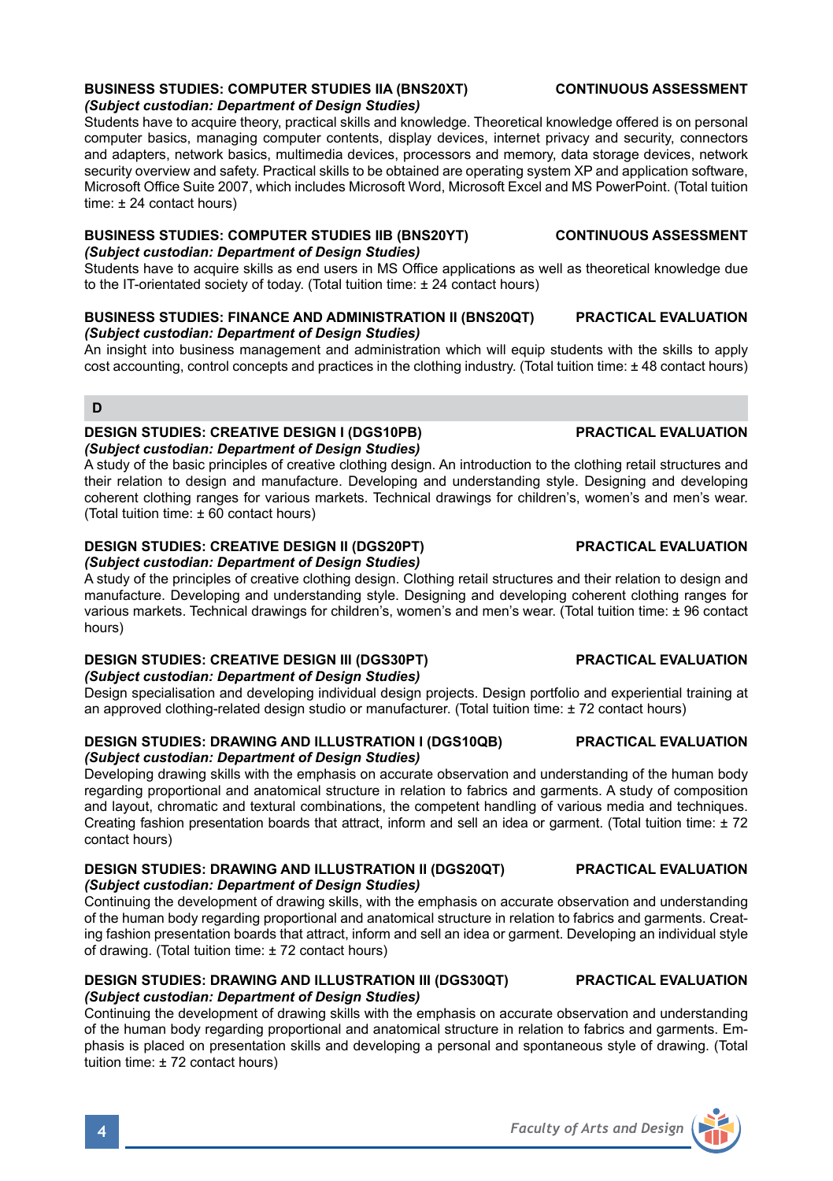**BUSINESS STUDIES: COMPUTER STUDIES IIA (BNS20XT) CONTINUOUS ASSESSMENT**
*(Subject custodian: Department of Design Studies)*
Students have to acquire theory, practical skills and knowledge. Theoretical knowledge offered is on personal computer basics, managing computer contents, display devices, internet privacy and security, connectors and adapters, network basics, multimedia devices, processors and memory, data storage devices, network security overview and safety. Practical skills to be obtained are operating system XP and application software, Microsoft Office Suite 2007, which includes Microsoft Word, Microsoft Excel and MS PowerPoint. (Total tuition time: ± 24 contact hours)

**BUSINESS STUDIES: COMPUTER STUDIES IIB (BNS20YT) CONTINUOUS ASSESSMENT**
*(Subject custodian: Department of Design Studies)*
Students have to acquire skills as end users in MS Office applications as well as theoretical knowledge due to the IT-orientated society of today. (Total tuition time: ± 24 contact hours)

**BUSINESS STUDIES: FINANCE AND ADMINISTRATION II (BNS20QT) PRACTICAL EVALUATION**
*(Subject custodian: Department of Design Studies)*
An insight into business management and administration which will equip students with the skills to apply cost accounting, control concepts and practices in the clothing industry. (Total tuition time: ± 48 contact hours)

## D

**DESIGN STUDIES: CREATIVE DESIGN I (DGS10PB) PRACTICAL EVALUATION**
*(Subject custodian: Department of Design Studies)*
A study of the basic principles of creative clothing design. An introduction to the clothing retail structures and their relation to design and manufacture. Developing and understanding style. Designing and developing coherent clothing ranges for various markets. Technical drawings for children's, women's and men's wear. (Total tuition time: ± 60 contact hours)

**DESIGN STUDIES: CREATIVE DESIGN II (DGS20PT) PRACTICAL EVALUATION**
*(Subject custodian: Department of Design Studies)*
A study of the principles of creative clothing design. Clothing retail structures and their relation to design and manufacture. Developing and understanding style. Designing and developing coherent clothing ranges for various markets. Technical drawings for children's, women's and men's wear. (Total tuition time: ± 96 contact hours)

**DESIGN STUDIES: CREATIVE DESIGN III (DGS30PT) PRACTICAL EVALUATION**
*(Subject custodian: Department of Design Studies)*
Design specialisation and developing individual design projects. Design portfolio and experiential training at an approved clothing-related design studio or manufacturer. (Total tuition time: ± 72 contact hours)

**DESIGN STUDIES: DRAWING AND ILLUSTRATION I (DGS10QB) PRACTICAL EVALUATION**
*(Subject custodian: Department of Design Studies)*
Developing drawing skills with the emphasis on accurate observation and understanding of the human body regarding proportional and anatomical structure in relation to fabrics and garments. A study of composition and layout, chromatic and textural combinations, the competent handling of various media and techniques. Creating fashion presentation boards that attract, inform and sell an idea or garment. (Total tuition time: ± 72 contact hours)

**DESIGN STUDIES: DRAWING AND ILLUSTRATION II (DGS20QT) PRACTICAL EVALUATION**
*(Subject custodian: Department of Design Studies)*
Continuing the development of drawing skills, with the emphasis on accurate observation and understanding of the human body regarding proportional and anatomical structure in relation to fabrics and garments. Creating fashion presentation boards that attract, inform and sell an idea or garment. Developing an individual style of drawing. (Total tuition time: ± 72 contact hours)

**DESIGN STUDIES: DRAWING AND ILLUSTRATION III (DGS30QT) PRACTICAL EVALUATION**
*(Subject custodian: Department of Design Studies)*
Continuing the development of drawing skills with the emphasis on accurate observation and understanding of the human body regarding proportional and anatomical structure in relation to fabrics and garments. Emphasis is placed on presentation skills and developing a personal and spontaneous style of drawing. (Total tuition time: ± 72 contact hours)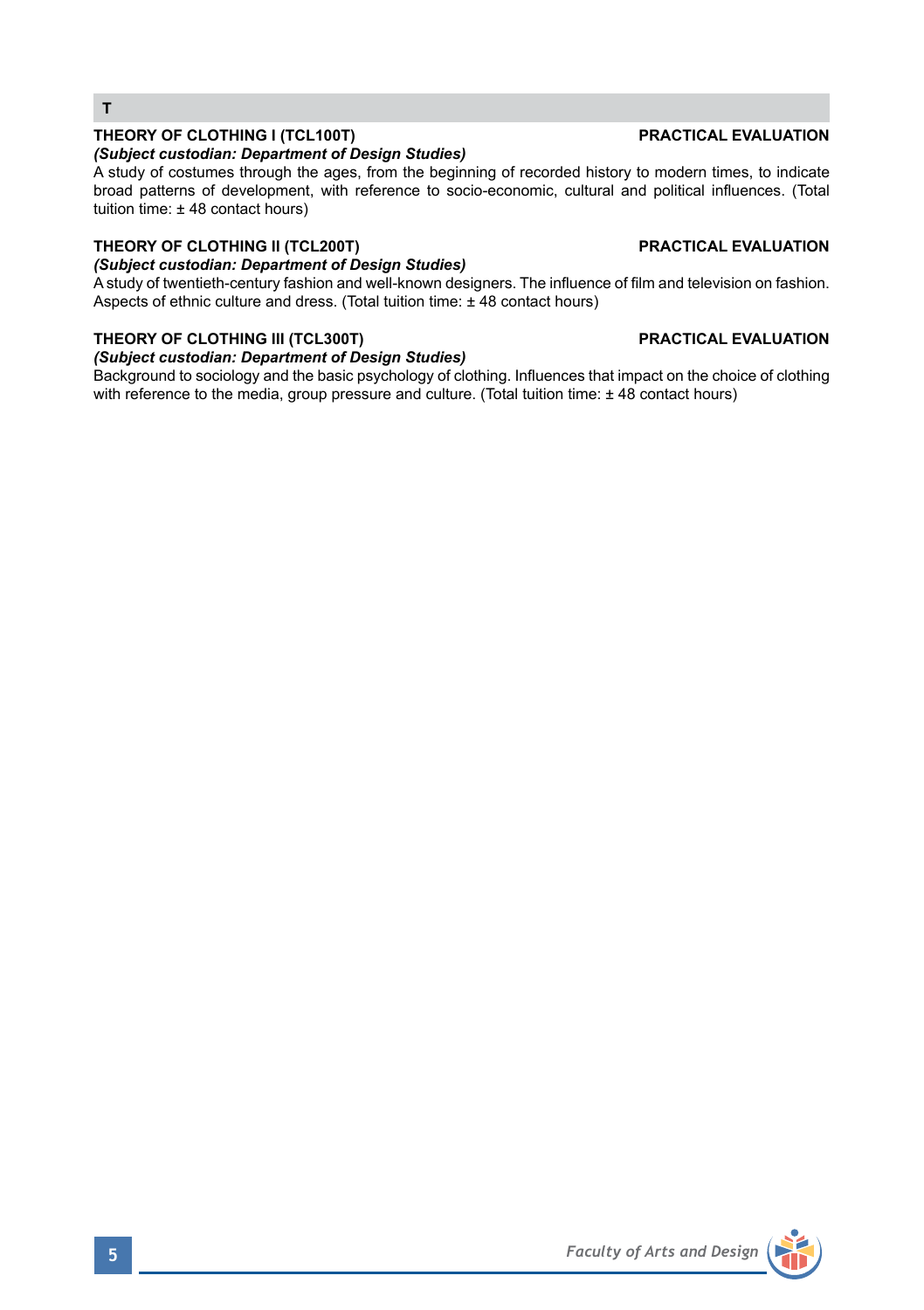## T

**THEORY OF CLOTHING I (TCL100T)** **PRACTICAL EVALUATION**

***(Subject custodian: Department of Design Studies)***

A study of costumes through the ages, from the beginning of recorded history to modern times, to indicate broad patterns of development, with reference to socio-economic, cultural and political influences. (Total tuition time: ± 48 contact hours)

**THEORY OF CLOTHING II (TCL200T)** **PRACTICAL EVALUATION**

***(Subject custodian: Department of Design Studies)***

A study of twentieth-century fashion and well-known designers. The influence of film and television on fashion. Aspects of ethnic culture and dress. (Total tuition time: ± 48 contact hours)

**THEORY OF CLOTHING III (TCL300T)** **PRACTICAL EVALUATION**

***(Subject custodian: Department of Design Studies)***

Background to sociology and the basic psychology of clothing. Influences that impact on the choice of clothing with reference to the media, group pressure and culture. (Total tuition time: ± 48 contact hours)